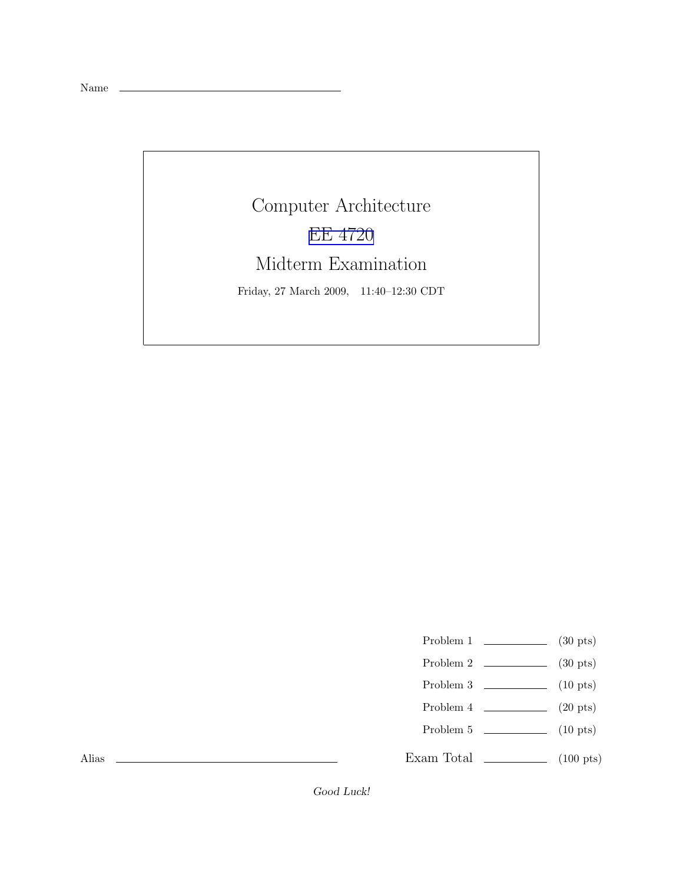Name \_\_\_\_\_\_\_\_\_\_\_\_\_\_\_\_\_\_\_\_\_\_\_\_\_\_\_\_\_\_

# Computer Architecture

## EE 4720

## Midterm Examination

Friday, 27 March 2009, 11:40–12:30 CDT

| | | |
|---|---|---|
| Problem 1 | \_\_\_\_\_\_\_\_\_\_ | (30 pts) |
| Problem 2 | \_\_\_\_\_\_\_\_\_\_ | (30 pts) |
| Problem 3 | \_\_\_\_\_\_\_\_\_\_ | (10 pts) |
| Problem 4 | \_\_\_\_\_\_\_\_\_\_ | (20 pts) |
| Problem 5 | \_\_\_\_\_\_\_\_\_\_ | (10 pts) |
| Exam Total | \_\_\_\_\_\_\_\_\_\_ | (100 pts) |

Alias \_\_\_\_\_\_\_\_\_\_\_\_\_\_\_\_\_\_\_\_\_\_\_\_\_\_\_\_\_\_

*Good Luck!*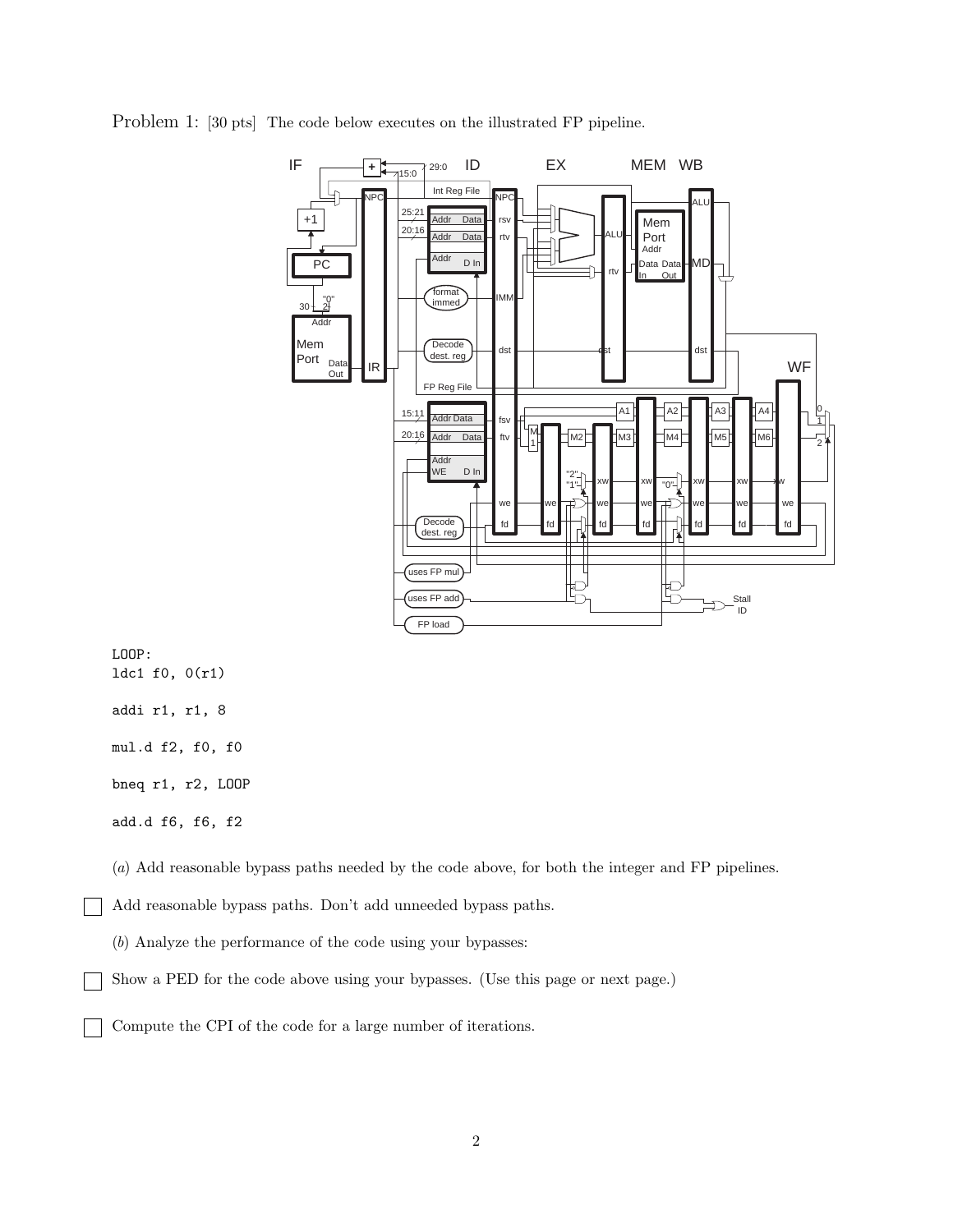Problem 1: [30 pts] The code below executes on the illustrated FP pipeline.

```
LOOP:
ldc1 f0, 0(r1)

addi r1, r1, 8

mul.d f2, f0, f0

bneq r1, r2, LOOP

add.d f6, f6, f2
```

(*a*) Add reasonable bypass paths needed by the code above, for both the integer and FP pipelines.

☐ Add reasonable bypass paths. Don't add unneeded bypass paths.

(*b*) Analyze the performance of the code using your bypasses:

☐ Show a PED for the code above using your bypasses. (Use this page or next page.)

☐ Compute the CPI of the code for a large number of iterations.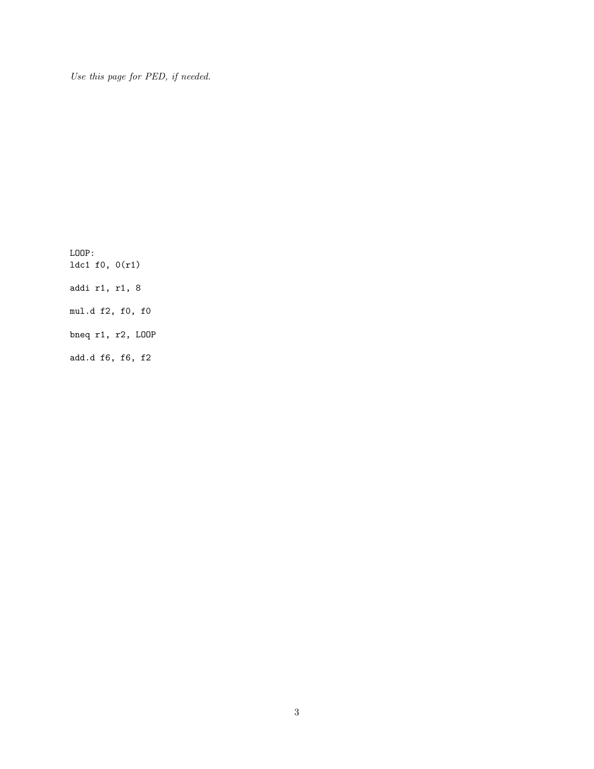*Use this page for PED, if needed.*

```
LOOP:
ldc1 f0, 0(r1)

addi r1, r1, 8

mul.d f2, f0, f0

bneq r1, r2, LOOP

add.d f6, f6, f2
```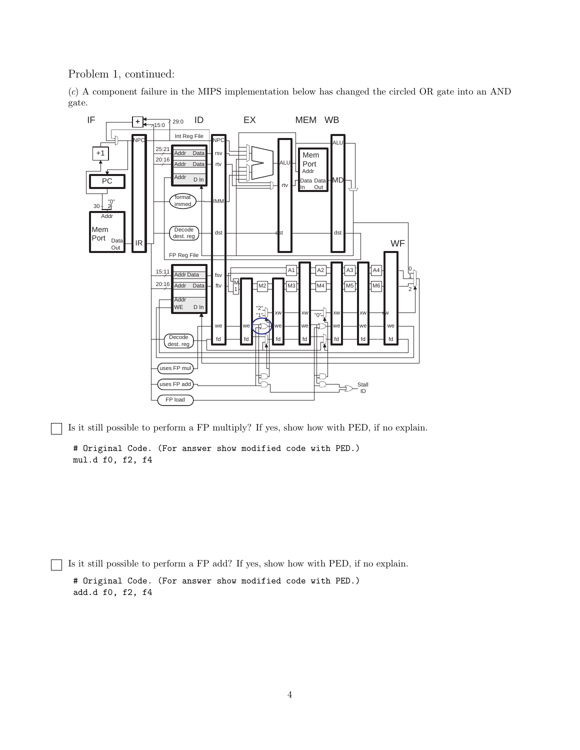Problem 1, continued:

(*c*) A component failure in the MIPS implementation below has changed the circled OR gate into an AND gate.

☐ Is it still possible to perform a FP multiply? If yes, show how with PED, if no explain.

```
# Original Code. (For answer show modified code with PED.)
mul.d f0, f2, f4
```

☐ Is it still possible to perform a FP add? If yes, show how with PED, if no explain.

```
# Original Code. (For answer show modified code with PED.)
add.d f0, f2, f4
```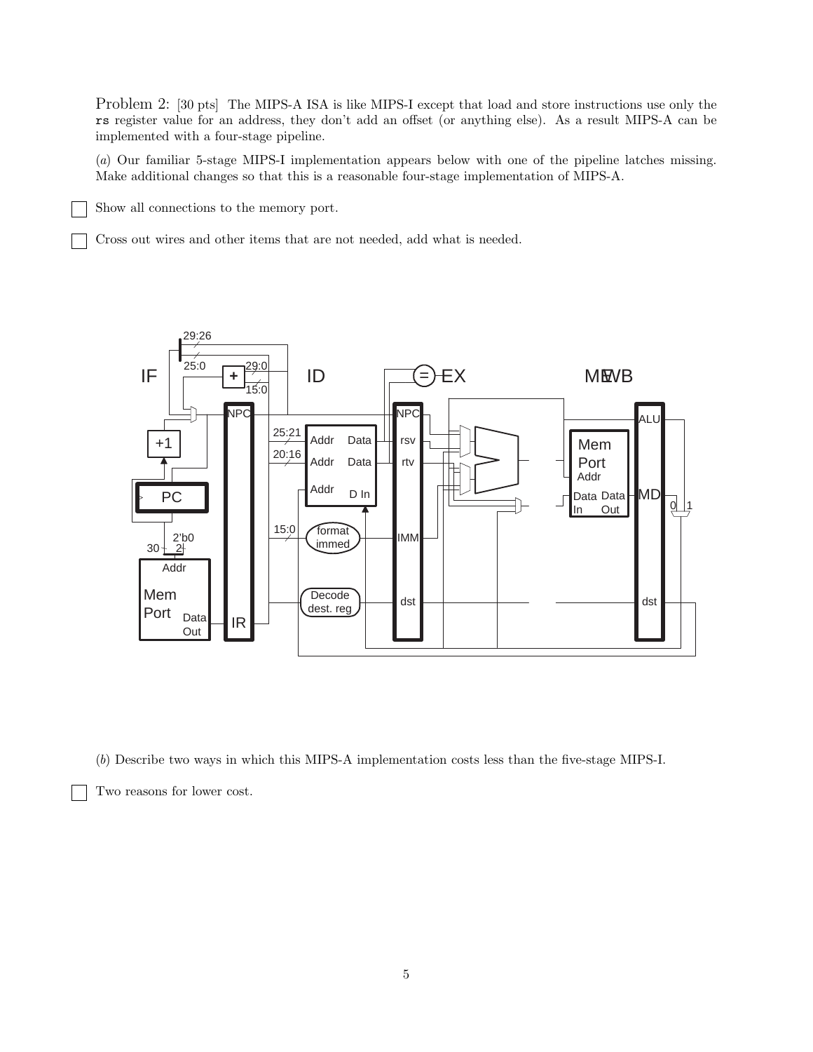Problem 2: [30 pts] The MIPS-A ISA is like MIPS-I except that load and store instructions use only the `rs` register value for an address, they don't add an offset (or anything else). As a result MIPS-A can be implemented with a four-stage pipeline.

(*a*) Our familiar 5-stage MIPS-I implementation appears below with one of the pipeline latches missing. Make additional changes so that this is a reasonable four-stage implementation of MIPS-A.

☐ Show all connections to the memory port.

☐ Cross out wires and other items that are not needed, add what is needed.

(*b*) Describe two ways in which this MIPS-A implementation costs less than the five-stage MIPS-I.

☐ Two reasons for lower cost.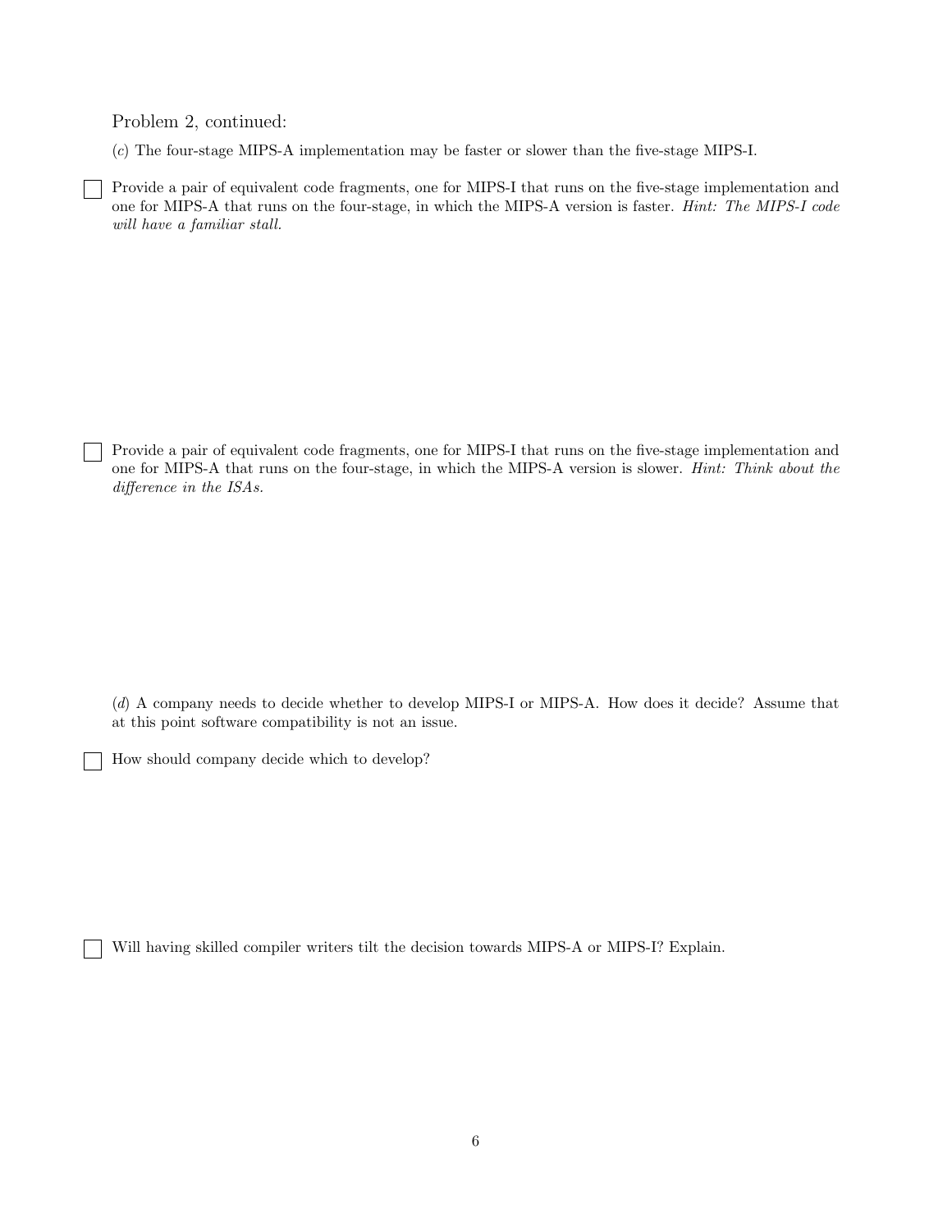Problem 2, continued:

(*c*) The four-stage MIPS-A implementation may be faster or slower than the five-stage MIPS-I.

☐ Provide a pair of equivalent code fragments, one for MIPS-I that runs on the five-stage implementation and one for MIPS-A that runs on the four-stage, in which the MIPS-A version is faster. *Hint: The MIPS-I code will have a familiar stall.*

☐ Provide a pair of equivalent code fragments, one for MIPS-I that runs on the five-stage implementation and one for MIPS-A that runs on the four-stage, in which the MIPS-A version is slower. *Hint: Think about the difference in the ISAs.*

(*d*) A company needs to decide whether to develop MIPS-I or MIPS-A. How does it decide? Assume that at this point software compatibility is not an issue.

☐ How should company decide which to develop?

☐ Will having skilled compiler writers tilt the decision towards MIPS-A or MIPS-I? Explain.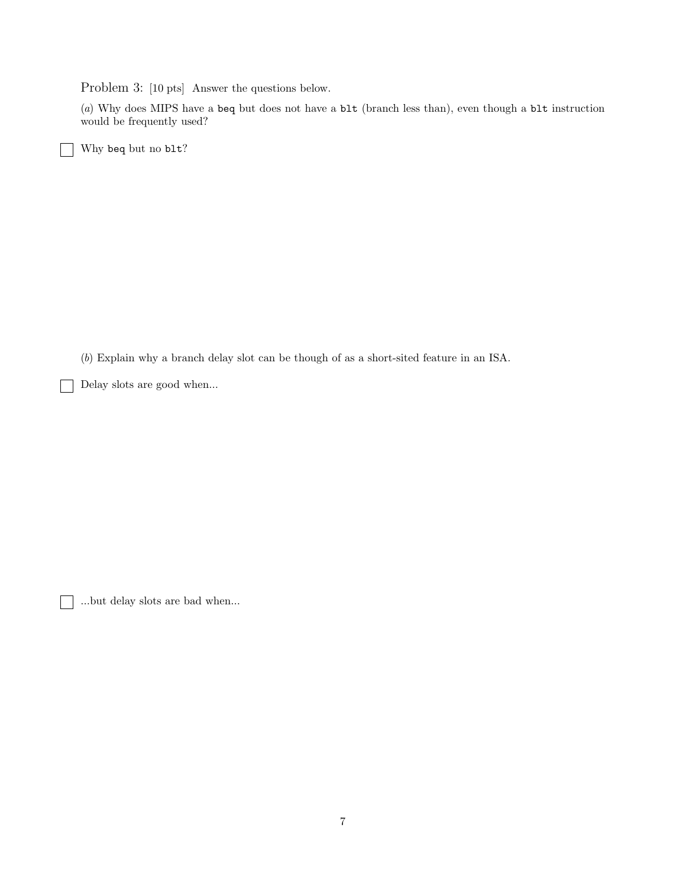Problem 3: [10 pts] Answer the questions below.

(*a*) Why does MIPS have a `beq` but does not have a `blt` (branch less than), even though a `blt` instruction would be frequently used?

☐ Why `beq` but no `blt`?

(*b*) Explain why a branch delay slot can be though of as a short-sited feature in an ISA.

☐ Delay slots are good when...

☐ ...but delay slots are bad when...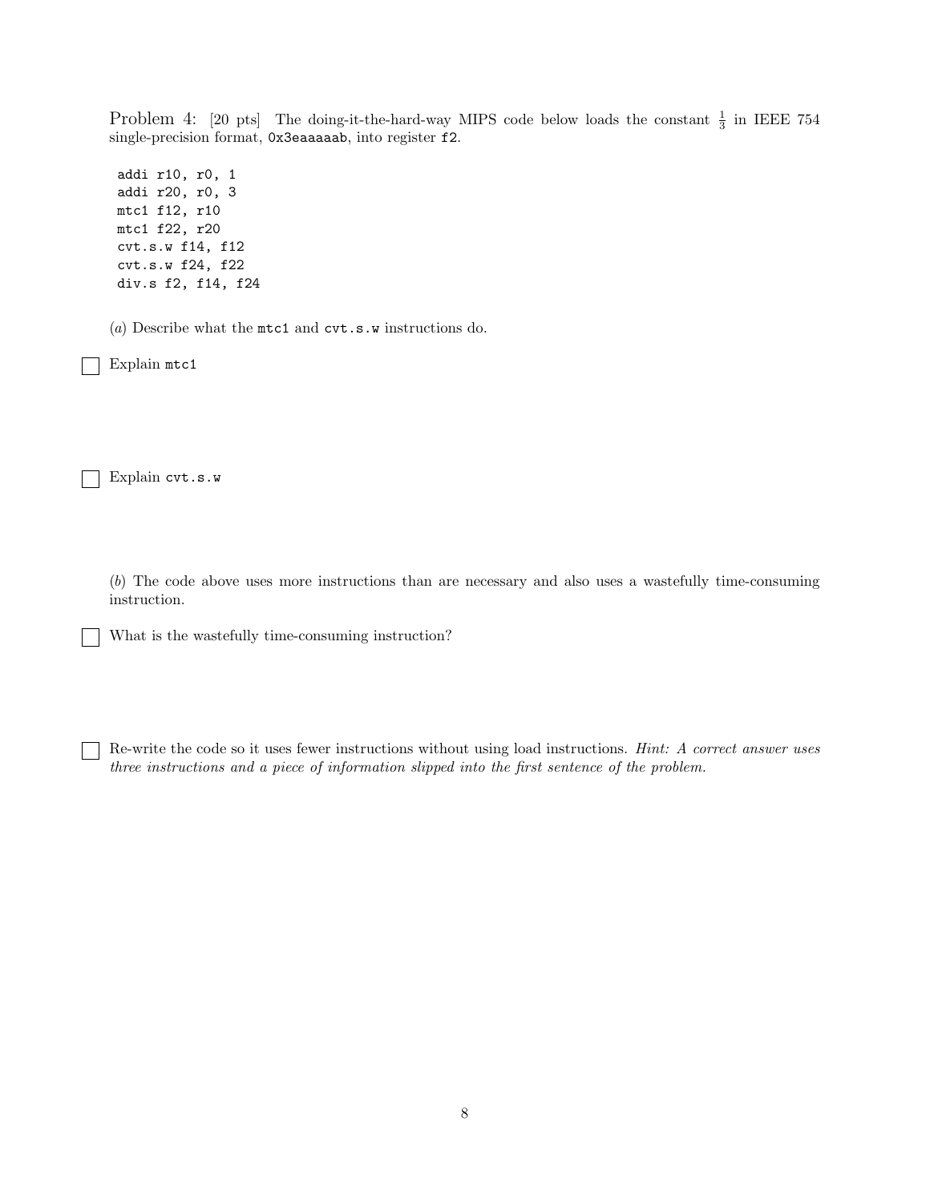Problem 4: [20 pts] The doing-it-the-hard-way MIPS code below loads the constant $\frac{1}{3}$ in IEEE 754 single-precision format, `0x3eaaaaab`, into register `f2`.

```
addi r10, r0, 1
addi r20, r0, 3
mtc1 f12, r10
mtc1 f22, r20
cvt.s.w f14, f12
cvt.s.w f24, f22
div.s f2, f14, f24
```

(*a*) Describe what the `mtc1` and `cvt.s.w` instructions do.

☐ Explain `mtc1`

☐ Explain `cvt.s.w`

(*b*) The code above uses more instructions than are necessary and also uses a wastefully time-consuming instruction.

☐ What is the wastefully time-consuming instruction?

☐ Re-write the code so it uses fewer instructions without using load instructions. *Hint: A correct answer uses three instructions and a piece of information slipped into the first sentence of the problem.*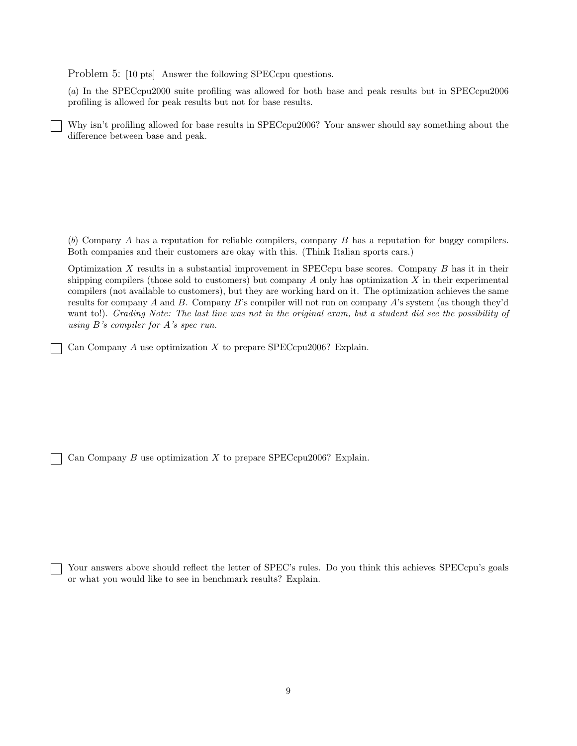Problem 5: [10 pts] Answer the following SPECcpu questions.

(*a*) In the SPECcpu2000 suite profiling was allowed for both base and peak results but in SPECcpu2006 profiling is allowed for peak results but not for base results.

☐ Why isn't profiling allowed for base results in SPECcpu2006? Your answer should say something about the difference between base and peak.

(*b*) Company $A$ has a reputation for reliable compilers, company $B$ has a reputation for buggy compilers. Both companies and their customers are okay with this. (Think Italian sports cars.)

Optimization $X$ results in a substantial improvement in SPECcpu base scores. Company $B$ has it in their shipping compilers (those sold to customers) but company $A$ only has optimization $X$ in their experimental compilers (not available to customers), but they are working hard on it. The optimization achieves the same results for company $A$ and $B$. Company $B$'s compiler will not run on company $A$'s system (as though they'd want to!). *Grading Note: The last line was not in the original exam, but a student did see the possibility of using B's compiler for A's spec run.*

☐ Can Company $A$ use optimization $X$ to prepare SPECcpu2006? Explain.

☐ Can Company $B$ use optimization $X$ to prepare SPECcpu2006? Explain.

☐ Your answers above should reflect the letter of SPEC's rules. Do you think this achieves SPECcpu's goals or what you would like to see in benchmark results? Explain.